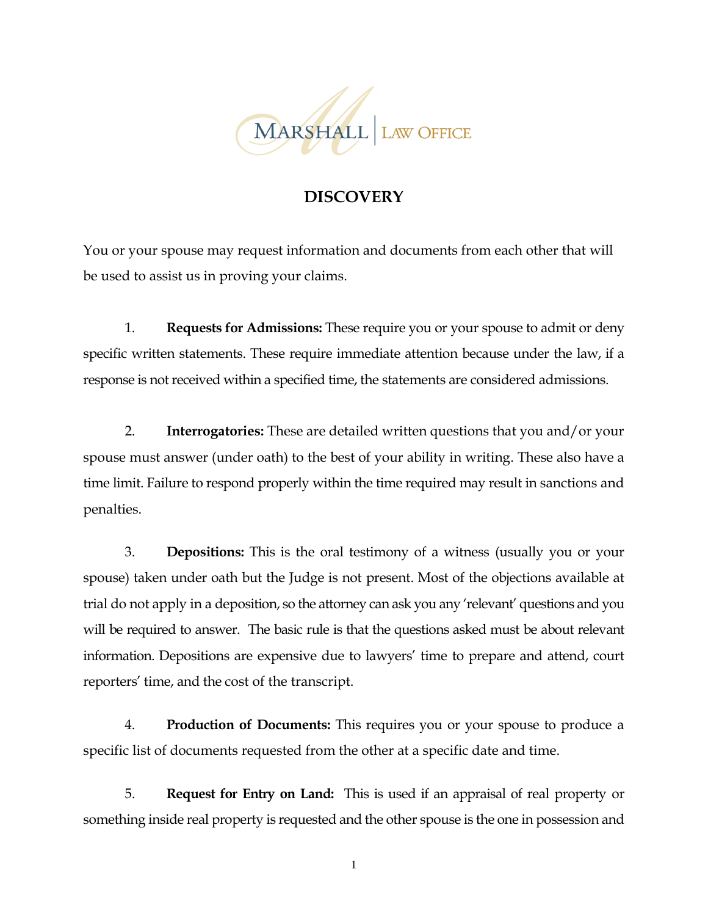MARSHALL | LAW OFFICE

# DISCOVERY

You or your spouse may request information and documents from each other that will be used to assist us in proving your claims.

1. **Requests for Admissions:** These require you or your spouse to admit or deny specific written statements. These require immediate attention because under the law, if a response is not received within a specified time, the statements are considered admissions.

2. **Interrogatories:** These are detailed written questions that you and/or your spouse must answer (under oath) to the best of your ability in writing. These also have a time limit. Failure to respond properly within the time required may result in sanctions and penalties.

3. **Depositions:** This is the oral testimony of a witness (usually you or your spouse) taken under oath but the Judge is not present. Most of the objections available at trial do not apply in a deposition, so the attorney can ask you any 'relevant' questions and you will be required to answer. The basic rule is that the questions asked must be about relevant information. Depositions are expensive due to lawyers' time to prepare and attend, court reporters' time, and the cost of the transcript.

4. **Production of Documents:** This requires you or your spouse to produce a specific list of documents requested from the other at a specific date and time.

5. **Request for Entry on Land:** This is used if an appraisal of real property or something inside real property is requested and the other spouse is the one in possession and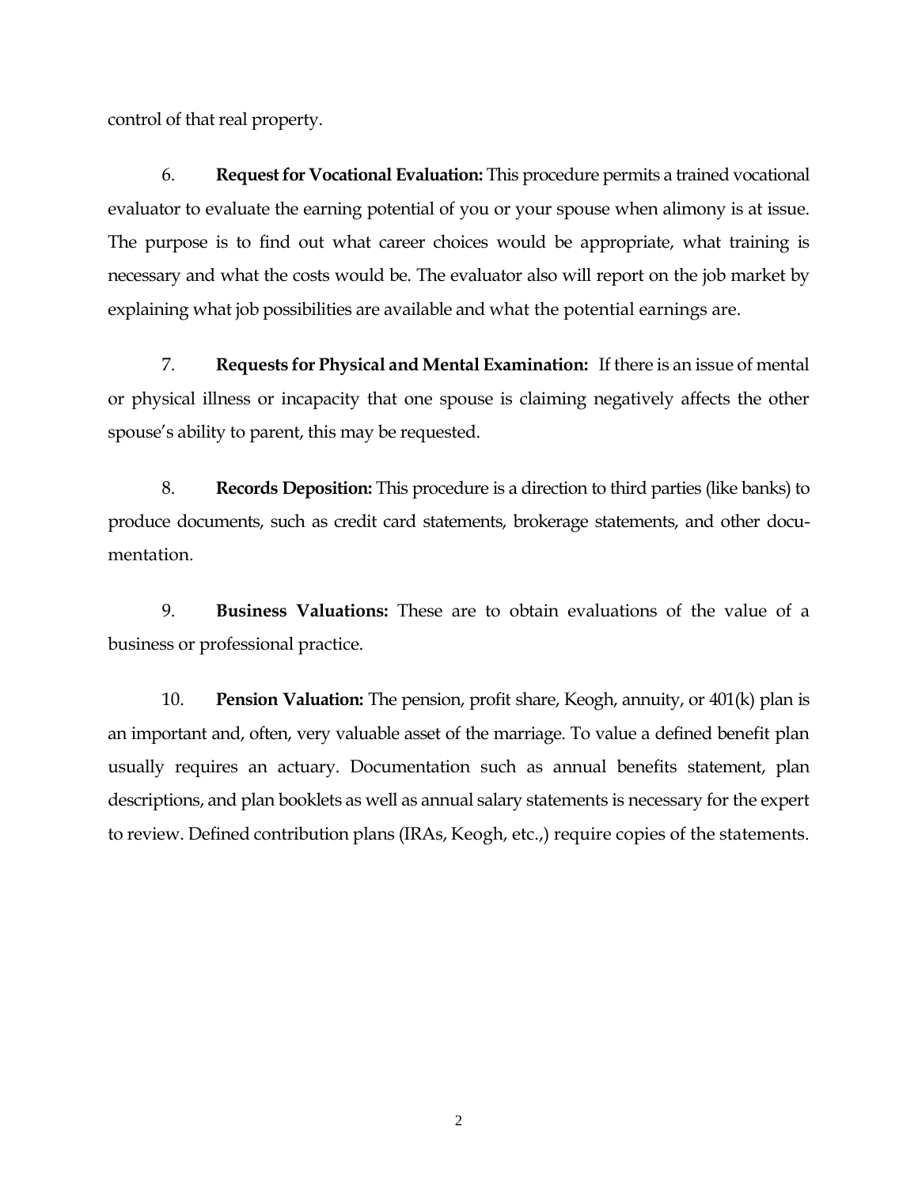control of that real property.

6. **Request for Vocational Evaluation:** This procedure permits a trained vocational evaluator to evaluate the earning potential of you or your spouse when alimony is at issue. The purpose is to find out what career choices would be appropriate, what training is necessary and what the costs would be. The evaluator also will report on the job market by explaining what job possibilities are available and what the potential earnings are.

7. **Requests for Physical and Mental Examination:** If there is an issue of mental or physical illness or incapacity that one spouse is claiming negatively affects the other spouse's ability to parent, this may be requested.

8. **Records Deposition:** This procedure is a direction to third parties (like banks) to produce documents, such as credit card statements, brokerage statements, and other documentation.

9. **Business Valuations:** These are to obtain evaluations of the value of a business or professional practice.

10. **Pension Valuation:** The pension, profit share, Keogh, annuity, or 401(k) plan is an important and, often, very valuable asset of the marriage. To value a defined benefit plan usually requires an actuary. Documentation such as annual benefits statement, plan descriptions, and plan booklets as well as annual salary statements is necessary for the expert to review. Defined contribution plans (IRAs, Keogh, etc.,) require copies of the statements.